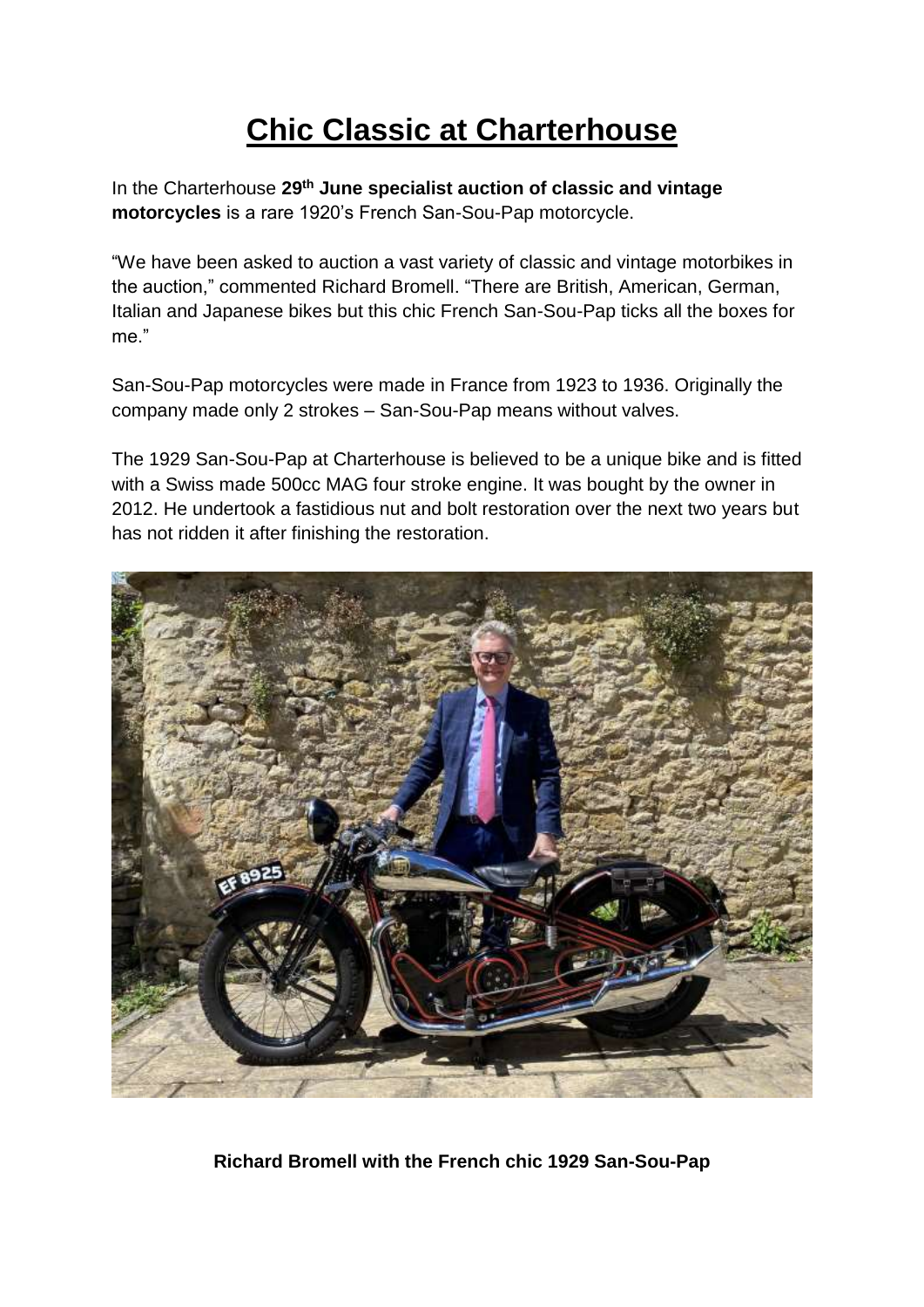# Chic Classic at Charterhouse

In the Charterhouse **29th June specialist auction of classic and vintage motorcycles** is a rare 1920's French San-Sou-Pap motorcycle.

"We have been asked to auction a vast variety of classic and vintage motorbikes in the auction," commented Richard Bromell. "There are British, American, German, Italian and Japanese bikes but this chic French San-Sou-Pap ticks all the boxes for me."

San-Sou-Pap motorcycles were made in France from 1923 to 1936. Originally the company made only 2 strokes – San-Sou-Pap means without valves.

The 1929 San-Sou-Pap at Charterhouse is believed to be a unique bike and is fitted with a Swiss made 500cc MAG four stroke engine. It was bought by the owner in 2012. He undertook a fastidious nut and bolt restoration over the next two years but has not ridden it after finishing the restoration.

**Richard Bromell with the French chic 1929 San-Sou-Pap**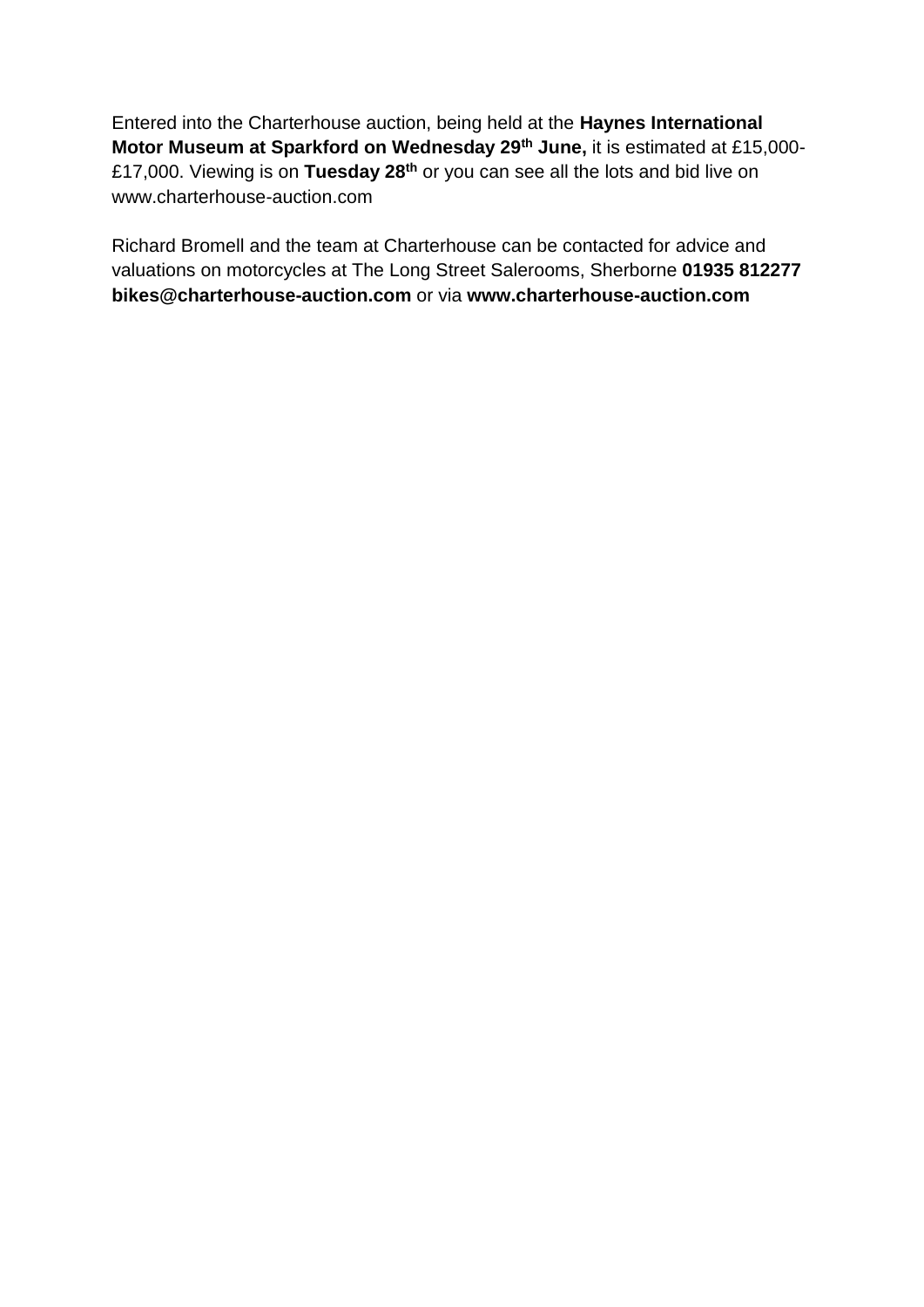Entered into the Charterhouse auction, being held at the **Haynes International Motor Museum at Sparkford on Wednesday 29th June,** it is estimated at £15,000-£17,000. Viewing is on **Tuesday 28th** or you can see all the lots and bid live on www.charterhouse-auction.com

Richard Bromell and the team at Charterhouse can be contacted for advice and valuations on motorcycles at The Long Street Salerooms, Sherborne **01935 812277 bikes@charterhouse-auction.com** or via **www.charterhouse-auction.com**